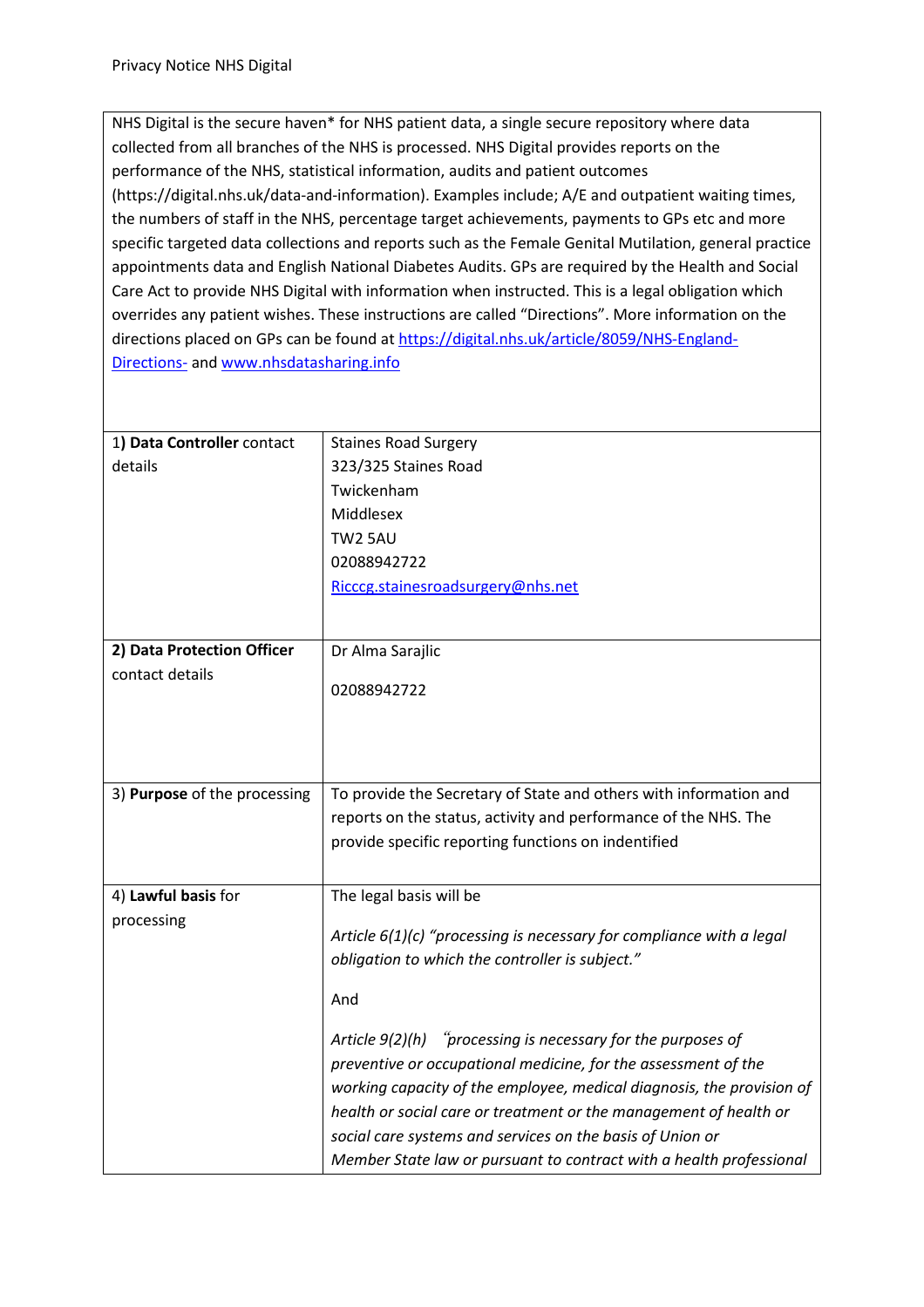Privacy Notice NHS Digital

| NHS Digital is the secure haven* for NHS patient data, a single secure repository where data collected from all branches of the NHS is processed. NHS Digital provides reports on the performance of the NHS, statistical information, audits and patient outcomes (https://digital.nhs.uk/data-and-information). Examples include; A/E and outpatient waiting times, the numbers of staff in the NHS, percentage target achievements, payments to GPs etc and more specific targeted data collections and reports such as the Female Genital Mutilation, general practice appointments data and English National Diabetes Audits. GPs are required by the Health and Social Care Act to provide NHS Digital with information when instructed. This is a legal obligation which overrides any patient wishes. These instructions are called "Directions". More information on the directions placed on GPs can be found at [https://digital.nhs.uk/article/8059/NHS-England-Directions-](https://digital.nhs.uk/article/8059/NHS-England-Directions-) and [www.nhsdatasharing.info](www.nhsdatasharing.info) | |
|---|---|
| 1) **Data Controller** contact details | Staines Road Surgery<br>323/325 Staines Road<br>Twickenham<br>Middlesex<br>TW2 5AU<br>02088942722<br>Ricccg.stainesroadsurgery@nhs.net |
| **2) Data Protection Officer** contact details | Dr Alma Sarajlic<br><br>02088942722 |
| 3) **Purpose** of the processing | To provide the Secretary of State and others with information and reports on the status, activity and performance of the NHS. The provide specific reporting functions on indentified |
| 4) **Lawful basis** for processing | The legal basis will be<br><br>*Article 6(1)(c) "processing is necessary for compliance with a legal obligation to which the controller is subject."*<br><br>And<br><br>*Article 9(2)(h) "processing is necessary for the purposes of preventive or occupational medicine, for the assessment of the working capacity of the employee, medical diagnosis, the provision of health or social care or treatment or the management of health or social care systems and services on the basis of Union or Member State law or pursuant to contract with a health professional* |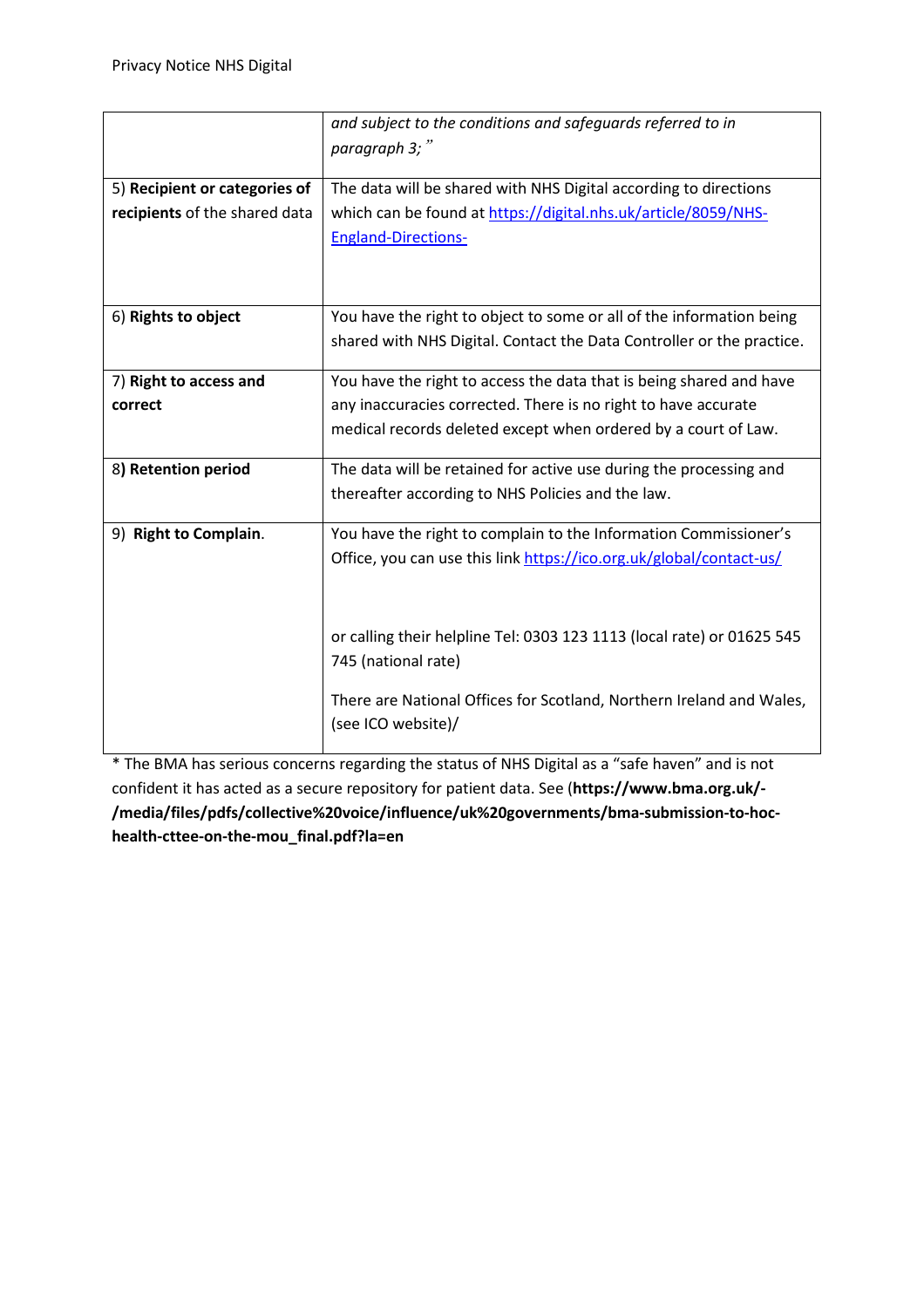| | |
|---|---|
| | *and subject to the conditions and safeguards referred to in paragraph 3; "* |
| 5) **Recipient or categories of recipients** of the shared data | The data will be shared with NHS Digital according to directions which can be found at https://digital.nhs.uk/article/8059/NHS-England-Directions- |
| 6) **Rights to object** | You have the right to object to some or all of the information being shared with NHS Digital. Contact the Data Controller or the practice. |
| 7) **Right to access and correct** | You have the right to access the data that is being shared and have any inaccuracies corrected. There is no right to have accurate medical records deleted except when ordered by a court of Law. |
| 8**) Retention period** | The data will be retained for active use during the processing and thereafter according to NHS Policies and the law. |
| 9) **Right to Complain**. | You have the right to complain to the Information Commissioner's Office, you can use this link https://ico.org.uk/global/contact-us/<br><br>or calling their helpline Tel: 0303 123 1113 (local rate) or 01625 545 745 (national rate)<br><br>There are National Offices for Scotland, Northern Ireland and Wales, (see ICO website)/ |

* The BMA has serious concerns regarding the status of NHS Digital as a "safe haven" and is not confident it has acted as a secure repository for patient data. See (**https://www.bma.org.uk/-/media/files/pdfs/collective%20voice/influence/uk%20governments/bma-submission-to-hoc-health-cttee-on-the-mou_final.pdf?la=en**